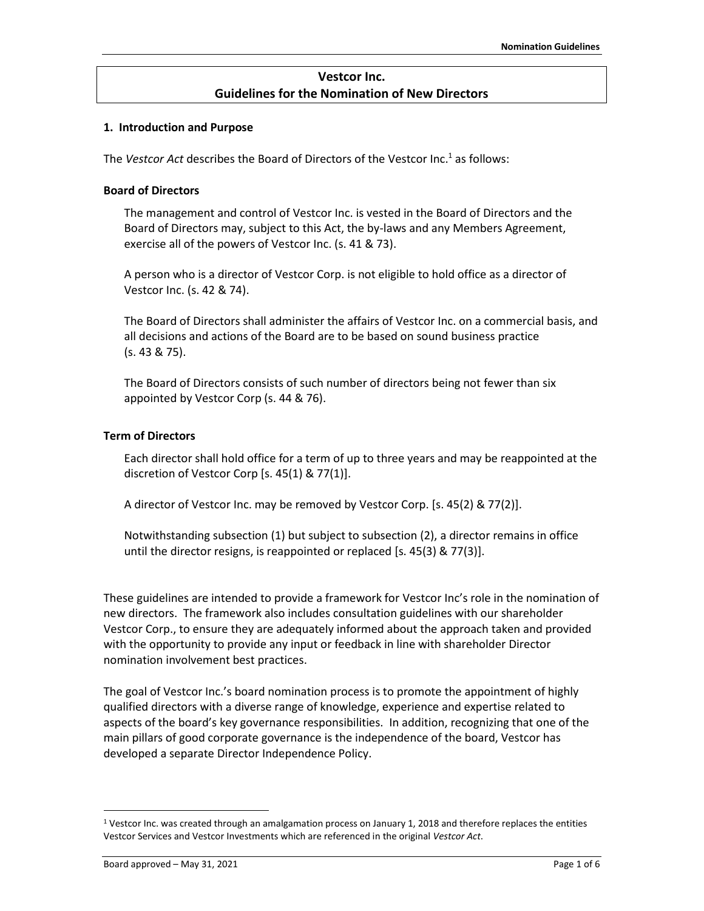# Vestcor Inc.
# Guidelines for the Nomination of New Directors

## 1. Introduction and Purpose

The *Vestcor Act* describes the Board of Directors of the Vestcor Inc.[1] as follows:

### Board of Directors

The management and control of Vestcor Inc. is vested in the Board of Directors and the Board of Directors may, subject to this Act, the by-laws and any Members Agreement, exercise all of the powers of Vestcor Inc. (s. 41 & 73).

A person who is a director of Vestcor Corp. is not eligible to hold office as a director of Vestcor Inc. (s. 42 & 74).

The Board of Directors shall administer the affairs of Vestcor Inc. on a commercial basis, and all decisions and actions of the Board are to be based on sound business practice (s. 43 & 75).

The Board of Directors consists of such number of directors being not fewer than six appointed by Vestcor Corp (s. 44 & 76).

### Term of Directors

Each director shall hold office for a term of up to three years and may be reappointed at the discretion of Vestcor Corp [s. 45(1) & 77(1)].

A director of Vestcor Inc. may be removed by Vestcor Corp. [s. 45(2) & 77(2)].

Notwithstanding subsection (1) but subject to subsection (2), a director remains in office until the director resigns, is reappointed or replaced [s. 45(3) & 77(3)].

These guidelines are intended to provide a framework for Vestcor Inc's role in the nomination of new directors. The framework also includes consultation guidelines with our shareholder Vestcor Corp., to ensure they are adequately informed about the approach taken and provided with the opportunity to provide any input or feedback in line with shareholder Director nomination involvement best practices.

The goal of Vestcor Inc.'s board nomination process is to promote the appointment of highly qualified directors with a diverse range of knowledge, experience and expertise related to aspects of the board's key governance responsibilities. In addition, recognizing that one of the main pillars of good corporate governance is the independence of the board, Vestcor has developed a separate Director Independence Policy.

[1] Vestcor Inc. was created through an amalgamation process on January 1, 2018 and therefore replaces the entities Vestcor Services and Vestcor Investments which are referenced in the original *Vestcor Act*.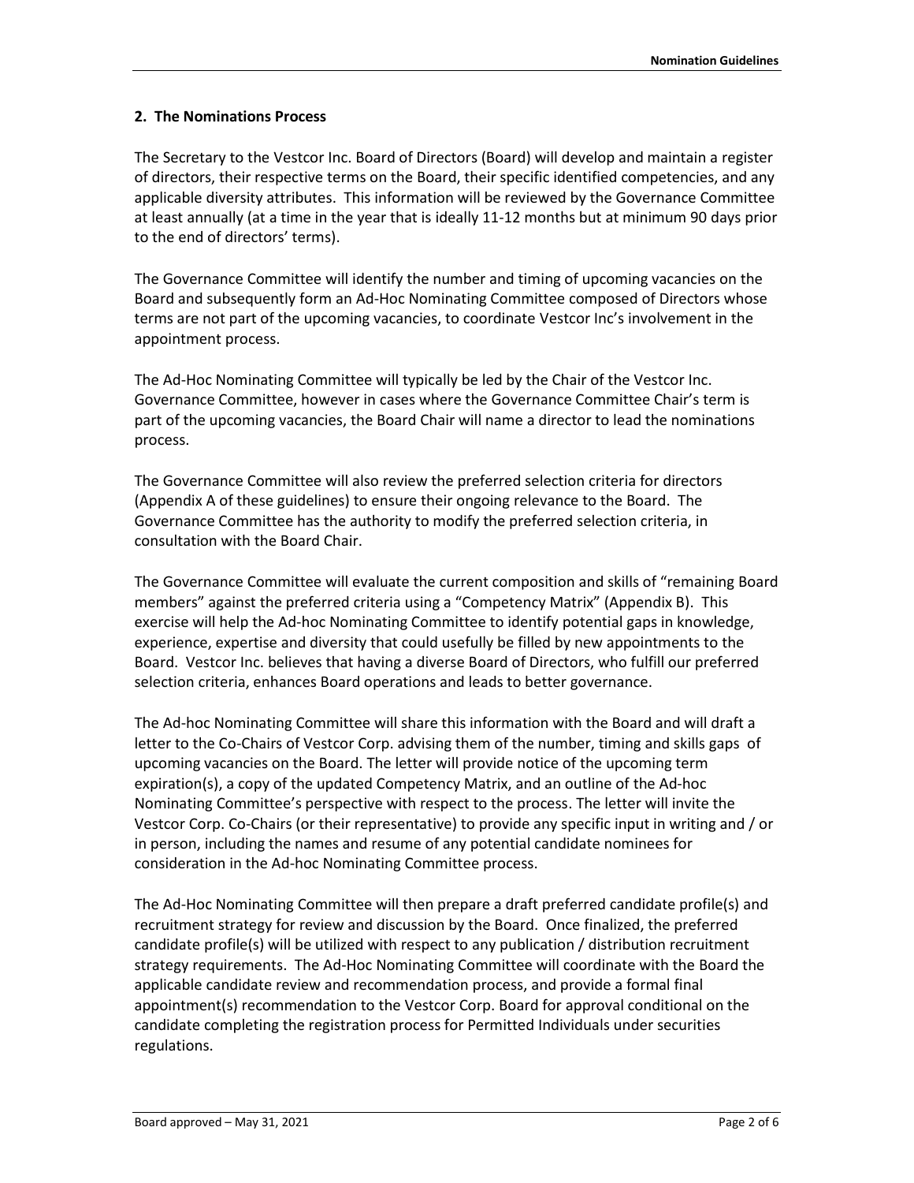## 2. The Nominations Process

The Secretary to the Vestcor Inc. Board of Directors (Board) will develop and maintain a register of directors, their respective terms on the Board, their specific identified competencies, and any applicable diversity attributes. This information will be reviewed by the Governance Committee at least annually (at a time in the year that is ideally 11-12 months but at minimum 90 days prior to the end of directors' terms).

The Governance Committee will identify the number and timing of upcoming vacancies on the Board and subsequently form an Ad-Hoc Nominating Committee composed of Directors whose terms are not part of the upcoming vacancies, to coordinate Vestcor Inc's involvement in the appointment process.

The Ad-Hoc Nominating Committee will typically be led by the Chair of the Vestcor Inc. Governance Committee, however in cases where the Governance Committee Chair's term is part of the upcoming vacancies, the Board Chair will name a director to lead the nominations process.

The Governance Committee will also review the preferred selection criteria for directors (Appendix A of these guidelines) to ensure their ongoing relevance to the Board. The Governance Committee has the authority to modify the preferred selection criteria, in consultation with the Board Chair.

The Governance Committee will evaluate the current composition and skills of "remaining Board members" against the preferred criteria using a "Competency Matrix" (Appendix B). This exercise will help the Ad-hoc Nominating Committee to identify potential gaps in knowledge, experience, expertise and diversity that could usefully be filled by new appointments to the Board. Vestcor Inc. believes that having a diverse Board of Directors, who fulfill our preferred selection criteria, enhances Board operations and leads to better governance.

The Ad-hoc Nominating Committee will share this information with the Board and will draft a letter to the Co-Chairs of Vestcor Corp. advising them of the number, timing and skills gaps of upcoming vacancies on the Board. The letter will provide notice of the upcoming term expiration(s), a copy of the updated Competency Matrix, and an outline of the Ad-hoc Nominating Committee's perspective with respect to the process. The letter will invite the Vestcor Corp. Co-Chairs (or their representative) to provide any specific input in writing and / or in person, including the names and resume of any potential candidate nominees for consideration in the Ad-hoc Nominating Committee process.

The Ad-Hoc Nominating Committee will then prepare a draft preferred candidate profile(s) and recruitment strategy for review and discussion by the Board. Once finalized, the preferred candidate profile(s) will be utilized with respect to any publication / distribution recruitment strategy requirements. The Ad-Hoc Nominating Committee will coordinate with the Board the applicable candidate review and recommendation process, and provide a formal final appointment(s) recommendation to the Vestcor Corp. Board for approval conditional on the candidate completing the registration process for Permitted Individuals under securities regulations.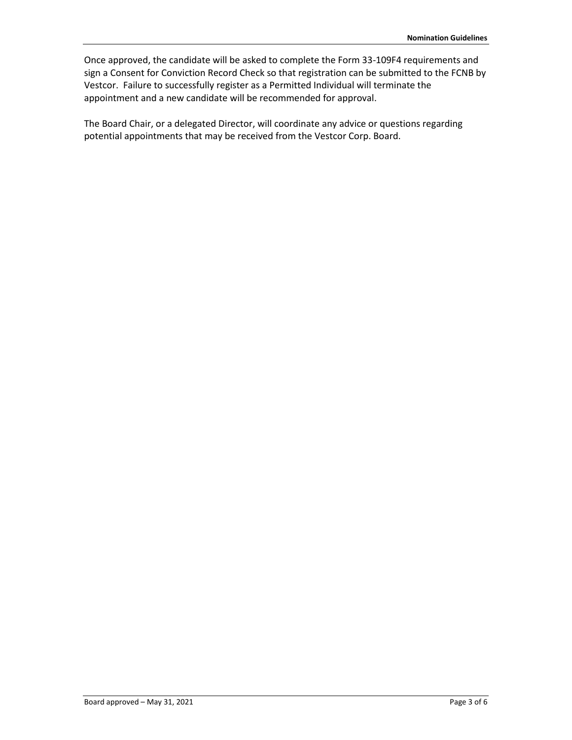Once approved, the candidate will be asked to complete the Form 33-109F4 requirements and sign a Consent for Conviction Record Check so that registration can be submitted to the FCNB by Vestcor. Failure to successfully register as a Permitted Individual will terminate the appointment and a new candidate will be recommended for approval.

The Board Chair, or a delegated Director, will coordinate any advice or questions regarding potential appointments that may be received from the Vestcor Corp. Board.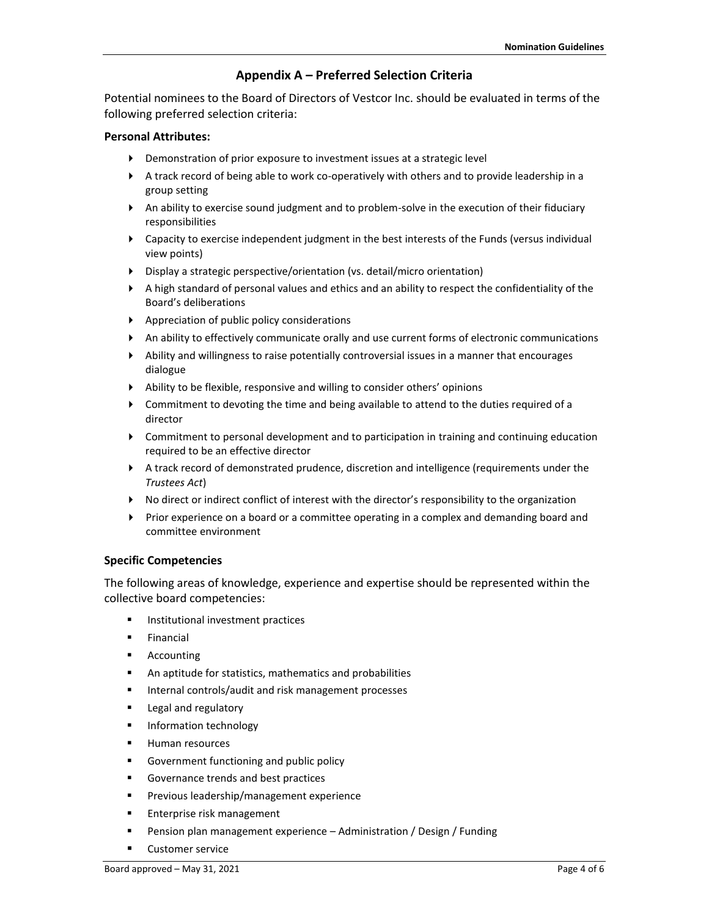## Appendix A – Preferred Selection Criteria

Potential nominees to the Board of Directors of Vestcor Inc. should be evaluated in terms of the following preferred selection criteria:

**Personal Attributes:**

- Demonstration of prior exposure to investment issues at a strategic level
- A track record of being able to work co-operatively with others and to provide leadership in a group setting
- An ability to exercise sound judgment and to problem-solve in the execution of their fiduciary responsibilities
- Capacity to exercise independent judgment in the best interests of the Funds (versus individual view points)
- Display a strategic perspective/orientation (vs. detail/micro orientation)
- A high standard of personal values and ethics and an ability to respect the confidentiality of the Board's deliberations
- Appreciation of public policy considerations
- An ability to effectively communicate orally and use current forms of electronic communications
- Ability and willingness to raise potentially controversial issues in a manner that encourages dialogue
- Ability to be flexible, responsive and willing to consider others' opinions
- Commitment to devoting the time and being available to attend to the duties required of a director
- Commitment to personal development and to participation in training and continuing education required to be an effective director
- A track record of demonstrated prudence, discretion and intelligence (requirements under the *Trustees Act*)
- No direct or indirect conflict of interest with the director's responsibility to the organization
- Prior experience on a board or a committee operating in a complex and demanding board and committee environment

**Specific Competencies**

The following areas of knowledge, experience and expertise should be represented within the collective board competencies:

- Institutional investment practices
- Financial
- Accounting
- An aptitude for statistics, mathematics and probabilities
- Internal controls/audit and risk management processes
- Legal and regulatory
- Information technology
- Human resources
- Government functioning and public policy
- Governance trends and best practices
- Previous leadership/management experience
- Enterprise risk management
- Pension plan management experience – Administration / Design / Funding
- Customer service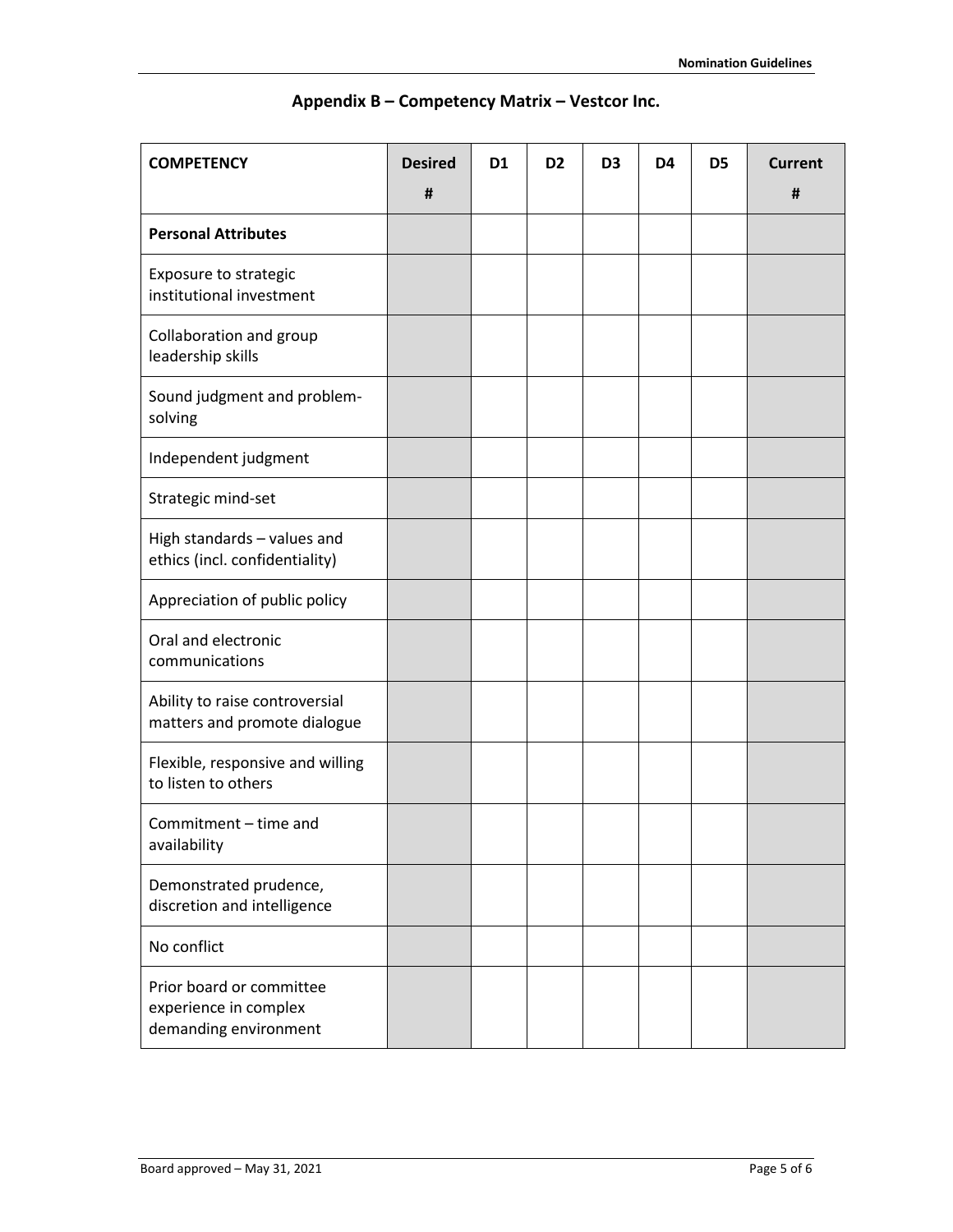## Appendix B – Competency Matrix – Vestcor Inc.

| COMPETENCY | Desired # | D1 | D2 | D3 | D4 | D5 | Current # |
|---|---|---|---|---|---|---|---|
| **Personal Attributes** | | | | | | | |
| Exposure to strategic institutional investment | | | | | | | |
| Collaboration and group leadership skills | | | | | | | |
| Sound judgment and problem-solving | | | | | | | |
| Independent judgment | | | | | | | |
| Strategic mind-set | | | | | | | |
| High standards – values and ethics (incl. confidentiality) | | | | | | | |
| Appreciation of public policy | | | | | | | |
| Oral and electronic communications | | | | | | | |
| Ability to raise controversial matters and promote dialogue | | | | | | | |
| Flexible, responsive and willing to listen to others | | | | | | | |
| Commitment – time and availability | | | | | | | |
| Demonstrated prudence, discretion and intelligence | | | | | | | |
| No conflict | | | | | | | |
| Prior board or committee experience in complex demanding environment | | | | | | | |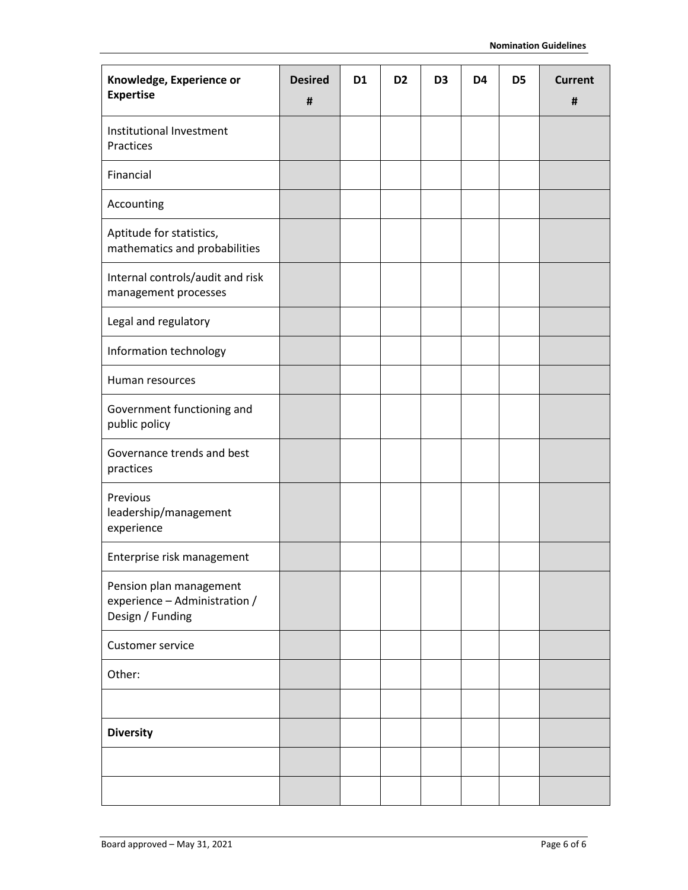| Knowledge, Experience or Expertise | Desired # | D1 | D2 | D3 | D4 | D5 | Current # |
|---|---|---|---|---|---|---|---|
| Institutional Investment Practices | | | | | | | |
| Financial | | | | | | | |
| Accounting | | | | | | | |
| Aptitude for statistics, mathematics and probabilities | | | | | | | |
| Internal controls/audit and risk management processes | | | | | | | |
| Legal and regulatory | | | | | | | |
| Information technology | | | | | | | |
| Human resources | | | | | | | |
| Government functioning and public policy | | | | | | | |
| Governance trends and best practices | | | | | | | |
| Previous leadership/management experience | | | | | | | |
| Enterprise risk management | | | | | | | |
| Pension plan management experience – Administration / Design / Funding | | | | | | | |
| Customer service | | | | | | | |
| Other: | | | | | | | |
| | | | | | | | |
| **Diversity** | | | | | | | |
| | | | | | | | |
| | | | | | | | |